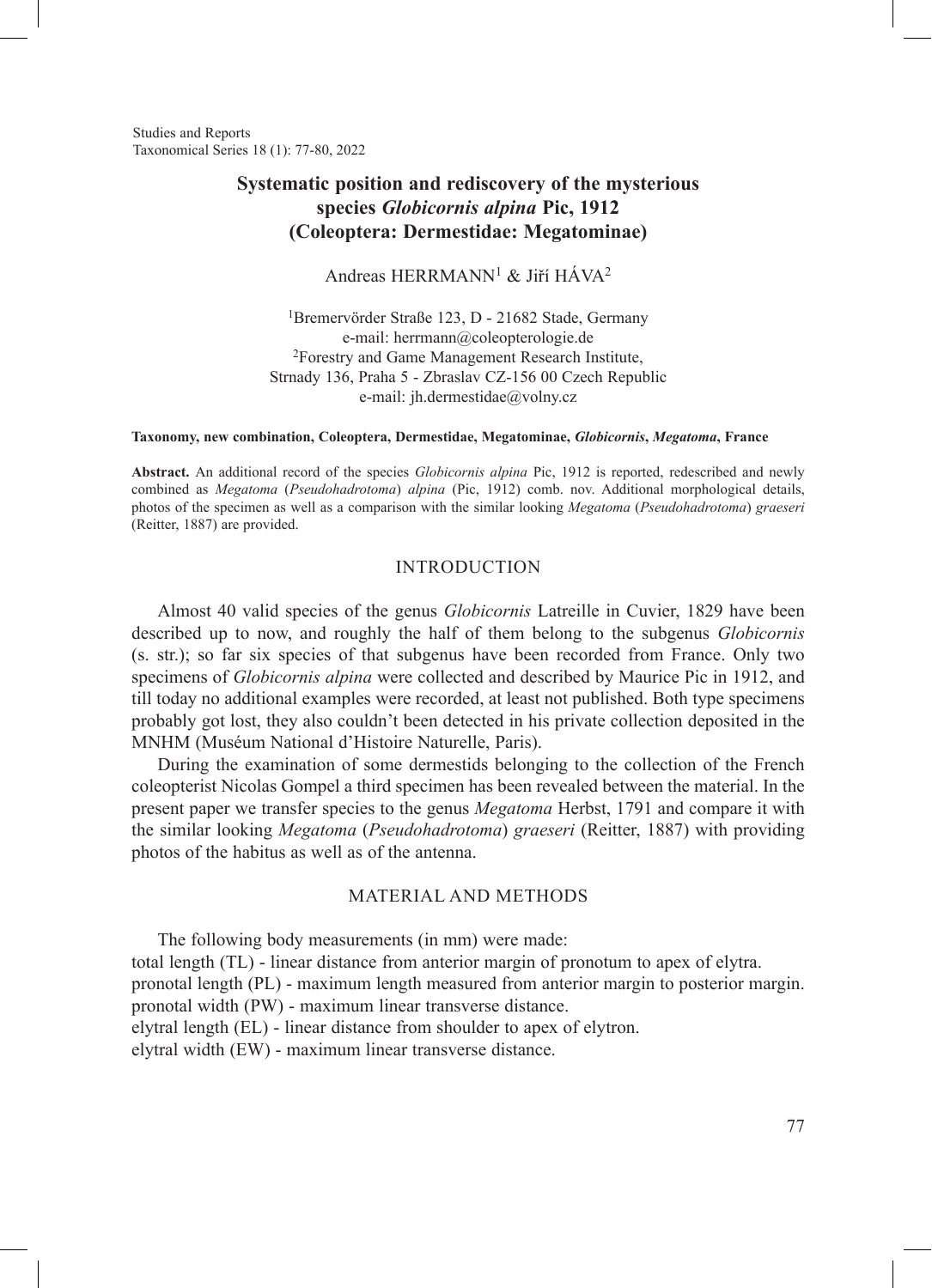# Systematic position and rediscovery of the mysterious species *Globicornis alpina* Pic, 1912 (Coleoptera: Dermestidae: Megatominae)

Andreas HERRMANN[1] & Jiří HÁVA[2]

[1]Bremervörder Straße 123, D - 21682 Stade, Germany
e-mail: herrmann@coleopterologie.de
[2]Forestry and Game Management Research Institute,
Strnady 136, Praha 5 - Zbraslav CZ-156 00 Czech Republic
e-mail: jh.dermestidae@volny.cz

**Taxonomy, new combination, Coleoptera, Dermestidae, Megatominae, *Globicornis*, *Megatoma*, France**

**Abstract.** An additional record of the species *Globicornis alpina* Pic, 1912 is reported, redescribed and newly combined as *Megatoma* (*Pseudohadrotoma*) *alpina* (Pic, 1912) comb. nov. Additional morphological details, photos of the specimen as well as a comparison with the similar looking *Megatoma* (*Pseudohadrotoma*) *graeseri* (Reitter, 1887) are provided.

## INTRODUCTION

Almost 40 valid species of the genus *Globicornis* Latreille in Cuvier, 1829 have been described up to now, and roughly the half of them belong to the subgenus *Globicornis* (s. str.); so far six species of that subgenus have been recorded from France. Only two specimens of *Globicornis alpina* were collected and described by Maurice Pic in 1912, and till today no additional examples were recorded, at least not published. Both type specimens probably got lost, they also couldn't been detected in his private collection deposited in the MNHM (Muséum National d'Histoire Naturelle, Paris).

During the examination of some dermestids belonging to the collection of the French coleopterist Nicolas Gompel a third specimen has been revealed between the material. In the present paper we transfer species to the genus *Megatoma* Herbst, 1791 and compare it with the similar looking *Megatoma* (*Pseudohadrotoma*) *graeseri* (Reitter, 1887) with providing photos of the habitus as well as of the antenna.

## MATERIAL AND METHODS

The following body measurements (in mm) were made:
total length (TL) - linear distance from anterior margin of pronotum to apex of elytra.
pronotal length (PL) - maximum length measured from anterior margin to posterior margin.
pronotal width (PW) - maximum linear transverse distance.
elytral length (EL) - linear distance from shoulder to apex of elytron.
elytral width (EW) - maximum linear transverse distance.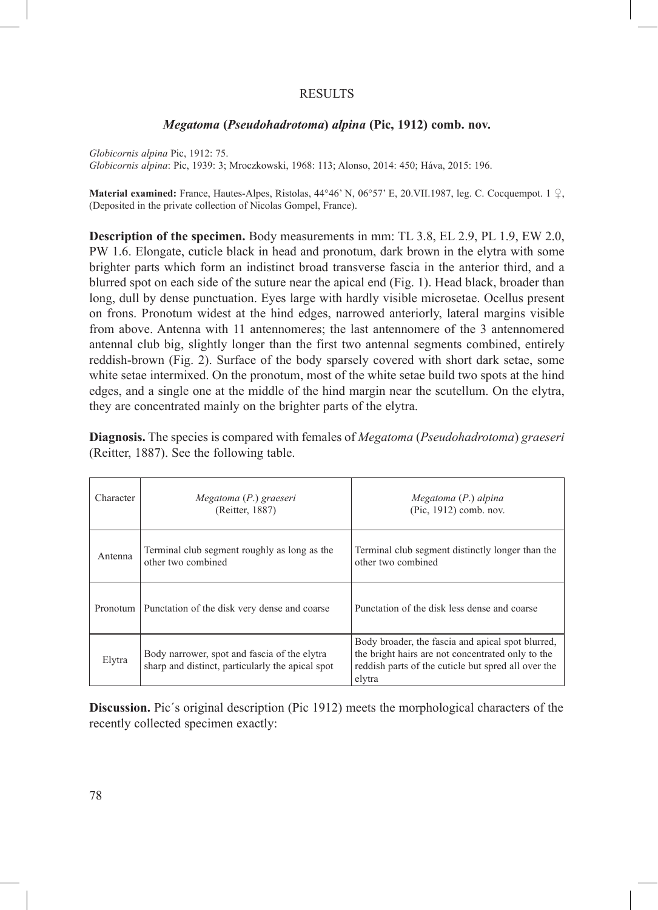## RESULTS

### *Megatoma* (*Pseudohadrotoma*) *alpina* (Pic, 1912) comb. nov.

*Globicornis alpina* Pic, 1912: 75.
*Globicornis alpina*: Pic, 1939: 3; Mroczkowski, 1968: 113; Alonso, 2014: 450; Háva, 2015: 196.

**Material examined:** France, Hautes-Alpes, Ristolas, 44°46' N, 06°57' E, 20.VII.1987, leg. C. Cocquempot. 1 ♀, (Deposited in the private collection of Nicolas Gompel, France).

**Description of the specimen.** Body measurements in mm: TL 3.8, EL 2.9, PL 1.9, EW 2.0, PW 1.6. Elongate, cuticle black in head and pronotum, dark brown in the elytra with some brighter parts which form an indistinct broad transverse fascia in the anterior third, and a blurred spot on each side of the suture near the apical end (Fig. 1). Head black, broader than long, dull by dense punctuation. Eyes large with hardly visible microsetae. Ocellus present on frons. Pronotum widest at the hind edges, narrowed anteriorly, lateral margins visible from above. Antenna with 11 antennomeres; the last antennomere of the 3 antennomered antennal club big, slightly longer than the first two antennal segments combined, entirely reddish-brown (Fig. 2). Surface of the body sparsely covered with short dark setae, some white setae intermixed. On the pronotum, most of the white setae build two spots at the hind edges, and a single one at the middle of the hind margin near the scutellum. On the elytra, they are concentrated mainly on the brighter parts of the elytra.

**Diagnosis.** The species is compared with females of *Megatoma* (*Pseudohadrotoma*) *graeseri* (Reitter, 1887). See the following table.

| Character | *Megatoma* (*P.*) *graeseri* (Reitter, 1887) | *Megatoma* (*P.*) *alpina* (Pic, 1912) comb. nov. |
|---|---|---|
| Antenna | Terminal club segment roughly as long as the other two combined | Terminal club segment distinctly longer than the other two combined |
| Pronotum | Punctation of the disk very dense and coarse | Punctation of the disk less dense and coarse |
| Elytra | Body narrower, spot and fascia of the elytra sharp and distinct, particularly the apical spot | Body broader, the fascia and apical spot blurred, the bright hairs are not concentrated only to the reddish parts of the cuticle but spred all over the elytra |

**Discussion.** Pic´s original description (Pic 1912) meets the morphological characters of the recently collected specimen exactly: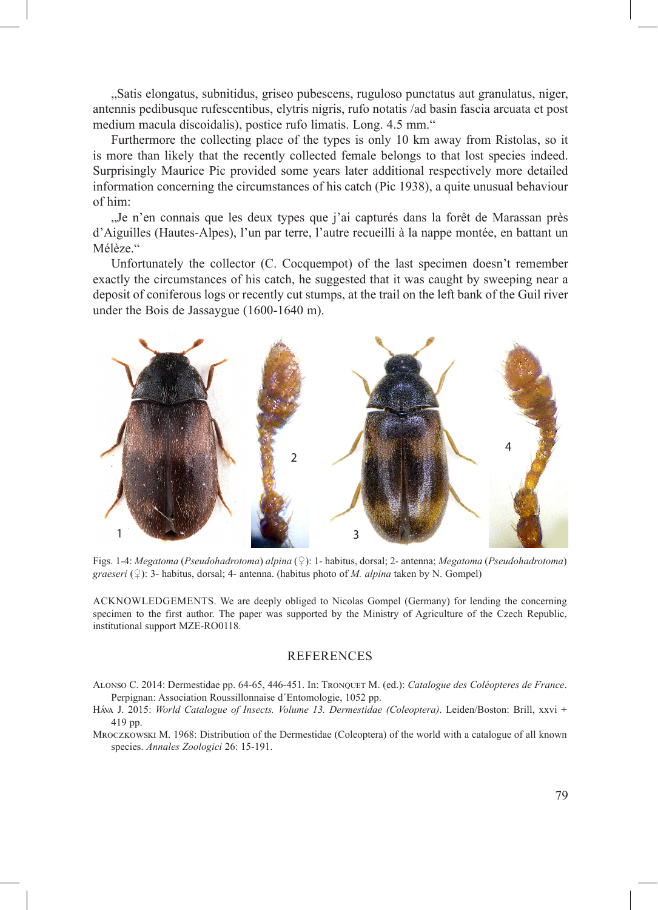„Satis elongatus, subnitidus, griseo pubescens, ruguloso punctatus aut granulatus, niger, antennis pedibusque rufescentibus, elytris nigris, rufo notatis /ad basin fascia arcuata et post medium macula discoidalis), postice rufo limatis. Long. 4.5 mm.“

Furthermore the collecting place of the types is only 10 km away from Ristolas, so it is more than likely that the recently collected female belongs to that lost species indeed. Surprisingly Maurice Pic provided some years later additional respectively more detailed information concerning the circumstances of his catch (Pic 1938), a quite unusual behaviour of him:

„Je n'en connais que les deux types que j'ai capturés dans la forêt de Marassan près d'Aiguilles (Hautes-Alpes), l'un par terre, l'autre recueilli à la nappe montée, en battant un Mélèze.“

Unfortunately the collector (C. Cocquempot) of the last specimen doesn't remember exactly the circumstances of his catch, he suggested that it was caught by sweeping near a deposit of coniferous logs or recently cut stumps, at the trail on the left bank of the Guil river under the Bois de Jassaygue (1600-1640 m).

Figs. 1-4: *Megatoma* (*Pseudohadrotoma*) *alpina* (♀): 1- habitus, dorsal; 2- antenna; *Megatoma* (*Pseudohadrotoma*) *graeseri* (♀): 3- habitus, dorsal; 4- antenna. (habitus photo of *M. alpina* taken by N. Gompel)

ACKNOWLEDGEMENTS. We are deeply obliged to Nicolas Gompel (Germany) for lending the concerning specimen to the first author. The paper was supported by the Ministry of Agriculture of the Czech Republic, institutional support MZE-RO0118.

## REFERENCES

Alonso C. 2014: Dermestidae pp. 64-65, 446-451. In: Tronquet M. (ed.): *Catalogue des Coléopteres de France*. Perpignan: Association Roussillonnaise d´Entomologie, 1052 pp.

Háva J. 2015: *World Catalogue of Insects. Volume 13. Dermestidae (Coleoptera)*. Leiden/Boston: Brill, xxvi + 419 pp.

Mroczkowski M. 1968: Distribution of the Dermestidae (Coleoptera) of the world with a catalogue of all known species. *Annales Zoologici* 26: 15-191.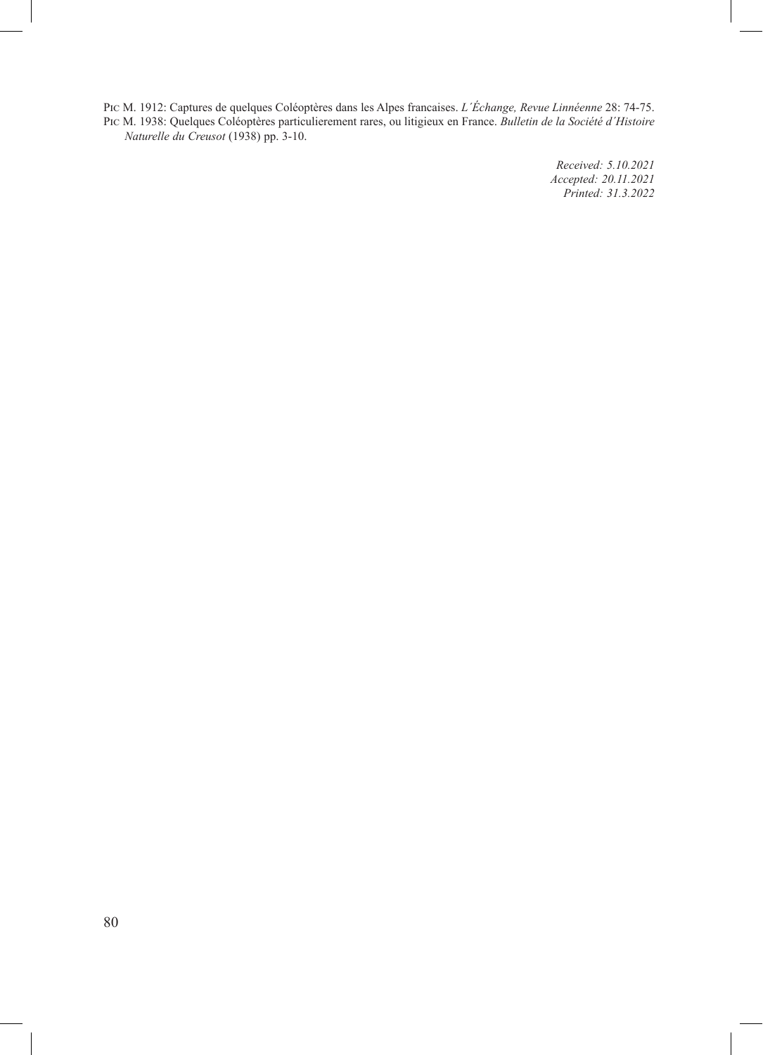Pic M. 1912: Captures de quelques Coléoptères dans les Alpes francaises. *L´Échange, Revue Linnéenne* 28: 74-75.

Pic M. 1938: Quelques Coléoptères particulierement rares, ou litigieux en France. *Bulletin de la Société d´Histoire Naturelle du Creusot* (1938) pp. 3-10.

*Received: 5.10.2021*
*Accepted: 20.11.2021*
*Printed: 31.3.2022*